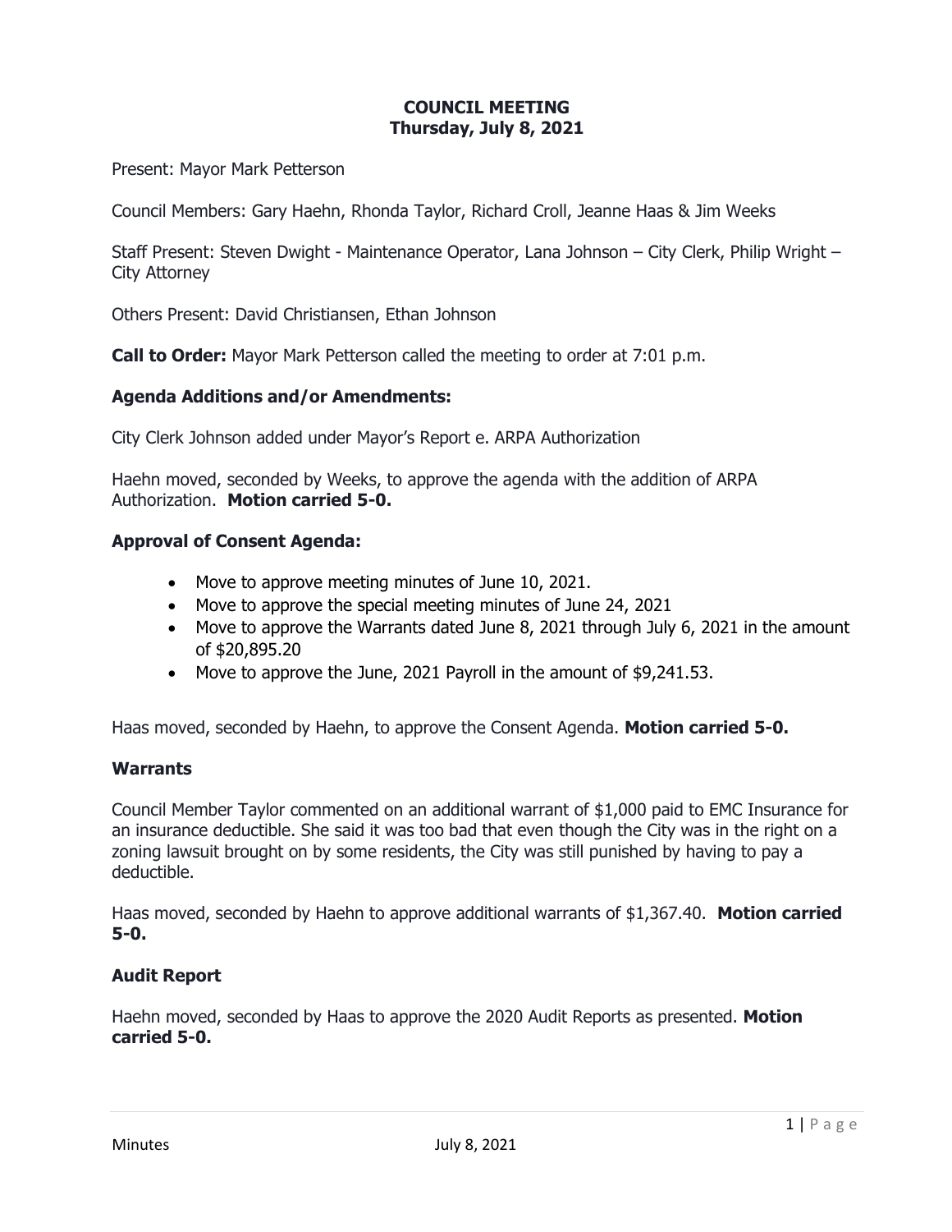# COUNCIL MEETING
## Thursday, July 8, 2021

Present: Mayor Mark Petterson

Council Members: Gary Haehn, Rhonda Taylor, Richard Croll, Jeanne Haas & Jim Weeks

Staff Present: Steven Dwight - Maintenance Operator, Lana Johnson – City Clerk, Philip Wright – City Attorney

Others Present: David Christiansen, Ethan Johnson

**Call to Order:** Mayor Mark Petterson called the meeting to order at 7:01 p.m.

### Agenda Additions and/or Amendments:

City Clerk Johnson added under Mayor's Report e. ARPA Authorization

Haehn moved, seconded by Weeks, to approve the agenda with the addition of ARPA Authorization. **Motion carried 5-0.**

### Approval of Consent Agenda:

- Move to approve meeting minutes of June 10, 2021.
- Move to approve the special meeting minutes of June 24, 2021
- Move to approve the Warrants dated June 8, 2021 through July 6, 2021 in the amount of $20,895.20
- Move to approve the June, 2021 Payroll in the amount of $9,241.53.

Haas moved, seconded by Haehn, to approve the Consent Agenda. **Motion carried 5-0.**

### Warrants

Council Member Taylor commented on an additional warrant of $1,000 paid to EMC Insurance for an insurance deductible. She said it was too bad that even though the City was in the right on a zoning lawsuit brought on by some residents, the City was still punished by having to pay a deductible.

Haas moved, seconded by Haehn to approve additional warrants of $1,367.40. **Motion carried 5-0.**

### Audit Report

Haehn moved, seconded by Haas to approve the 2020 Audit Reports as presented. **Motion carried 5-0.**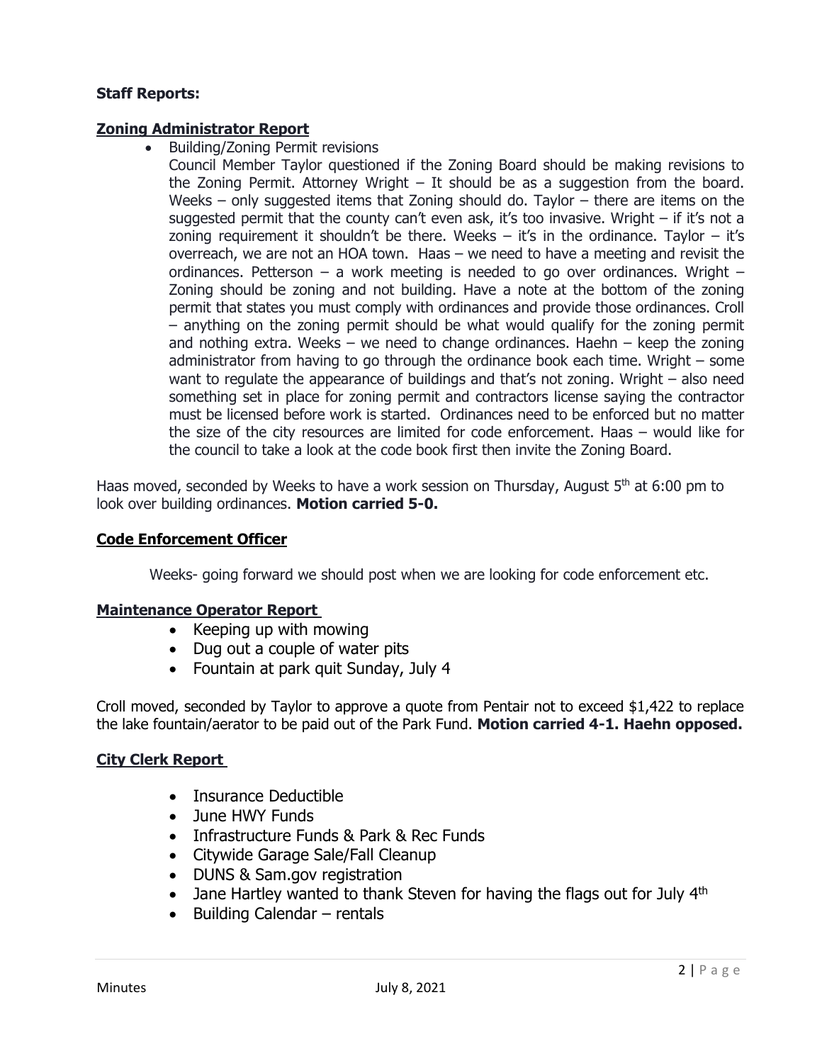**Staff Reports:**

## Zoning Administrator Report

- Building/Zoning Permit revisions

  Council Member Taylor questioned if the Zoning Board should be making revisions to the Zoning Permit. Attorney Wright – It should be as a suggestion from the board. Weeks – only suggested items that Zoning should do. Taylor – there are items on the suggested permit that the county can't even ask, it's too invasive. Wright – if it's not a zoning requirement it shouldn't be there. Weeks – it's in the ordinance. Taylor – it's overreach, we are not an HOA town. Haas – we need to have a meeting and revisit the ordinances. Petterson – a work meeting is needed to go over ordinances. Wright – Zoning should be zoning and not building. Have a note at the bottom of the zoning permit that states you must comply with ordinances and provide those ordinances. Croll – anything on the zoning permit should be what would qualify for the zoning permit and nothing extra. Weeks – we need to change ordinances. Haehn – keep the zoning administrator from having to go through the ordinance book each time. Wright – some want to regulate the appearance of buildings and that's not zoning. Wright – also need something set in place for zoning permit and contractors license saying the contractor must be licensed before work is started. Ordinances need to be enforced but no matter the size of the city resources are limited for code enforcement. Haas – would like for the council to take a look at the code book first then invite the Zoning Board.

Haas moved, seconded by Weeks to have a work session on Thursday, August 5th at 6:00 pm to look over building ordinances. **Motion carried 5-0.**

## Code Enforcement Officer

Weeks- going forward we should post when we are looking for code enforcement etc.

## Maintenance Operator Report

- Keeping up with mowing
- Dug out a couple of water pits
- Fountain at park quit Sunday, July 4

Croll moved, seconded by Taylor to approve a quote from Pentair not to exceed $1,422 to replace the lake fountain/aerator to be paid out of the Park Fund. **Motion carried 4-1. Haehn opposed.**

## City Clerk Report

- Insurance Deductible
- June HWY Funds
- Infrastructure Funds & Park & Rec Funds
- Citywide Garage Sale/Fall Cleanup
- DUNS & Sam.gov registration
- Jane Hartley wanted to thank Steven for having the flags out for July 4th
- Building Calendar – rentals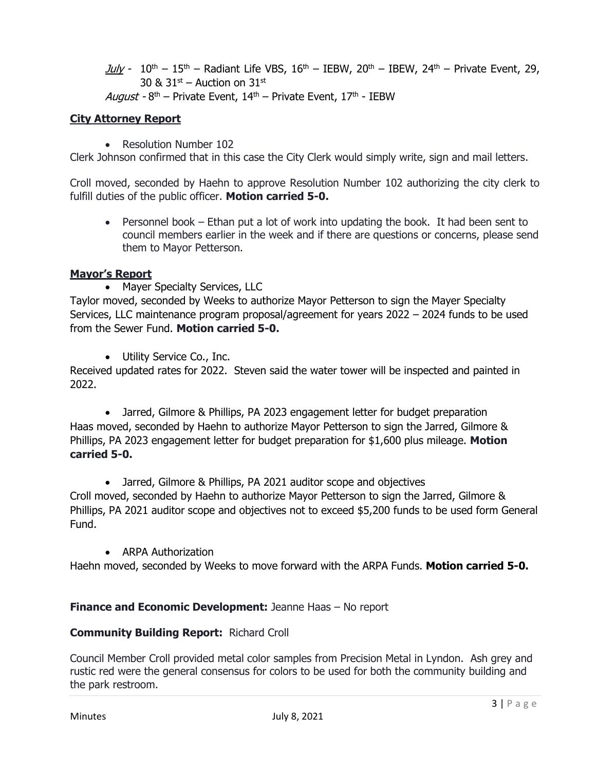*July* - 10th – 15th – Radiant Life VBS, 16th – IEBW, 20th – IBEW, 24th – Private Event, 29, 30 & 31st – Auction on 31st
*August* - 8th – Private Event, 14th – Private Event, 17th - IEBW

**City Attorney Report**

- Resolution Number 102

Clerk Johnson confirmed that in this case the City Clerk would simply write, sign and mail letters.

Croll moved, seconded by Haehn to approve Resolution Number 102 authorizing the city clerk to fulfill duties of the public officer. **Motion carried 5-0.**

- Personnel book – Ethan put a lot of work into updating the book. It had been sent to council members earlier in the week and if there are questions or concerns, please send them to Mayor Petterson.

**Mayor's Report**

- Mayer Specialty Services, LLC

Taylor moved, seconded by Weeks to authorize Mayor Petterson to sign the Mayer Specialty Services, LLC maintenance program proposal/agreement for years 2022 – 2024 funds to be used from the Sewer Fund. **Motion carried 5-0.**

- Utility Service Co., Inc.

Received updated rates for 2022. Steven said the water tower will be inspected and painted in 2022.

- Jarred, Gilmore & Phillips, PA 2023 engagement letter for budget preparation

Haas moved, seconded by Haehn to authorize Mayor Petterson to sign the Jarred, Gilmore & Phillips, PA 2023 engagement letter for budget preparation for $1,600 plus mileage. **Motion carried 5-0.**

- Jarred, Gilmore & Phillips, PA 2021 auditor scope and objectives

Croll moved, seconded by Haehn to authorize Mayor Petterson to sign the Jarred, Gilmore & Phillips, PA 2021 auditor scope and objectives not to exceed $5,200 funds to be used form General Fund.

- ARPA Authorization

Haehn moved, seconded by Weeks to move forward with the ARPA Funds. **Motion carried 5-0.**

**Finance and Economic Development:** Jeanne Haas – No report

**Community Building Report:** Richard Croll

Council Member Croll provided metal color samples from Precision Metal in Lyndon. Ash grey and rustic red were the general consensus for colors to be used for both the community building and the park restroom.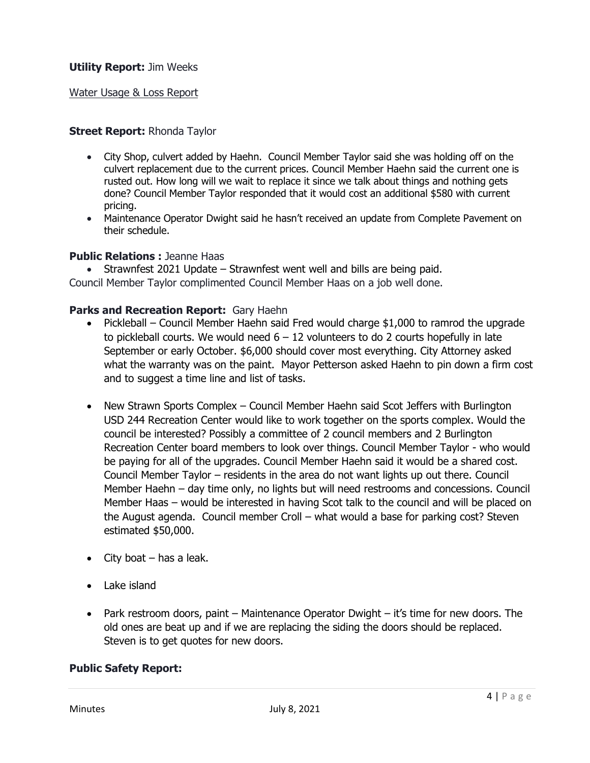**Utility Report:** Jim Weeks

Water Usage & Loss Report

**Street Report:** Rhonda Taylor

- City Shop, culvert added by Haehn. Council Member Taylor said she was holding off on the culvert replacement due to the current prices. Council Member Haehn said the current one is rusted out. How long will we wait to replace it since we talk about things and nothing gets done? Council Member Taylor responded that it would cost an additional $580 with current pricing.
- Maintenance Operator Dwight said he hasn't received an update from Complete Pavement on their schedule.

**Public Relations :** Jeanne Haas

- Strawnfest 2021 Update – Strawnfest went well and bills are being paid.

Council Member Taylor complimented Council Member Haas on a job well done.

**Parks and Recreation Report:** Gary Haehn

- Pickleball – Council Member Haehn said Fred would charge $1,000 to ramrod the upgrade to pickleball courts. We would need 6 – 12 volunteers to do 2 courts hopefully in late September or early October. $6,000 should cover most everything. City Attorney asked what the warranty was on the paint. Mayor Petterson asked Haehn to pin down a firm cost and to suggest a time line and list of tasks.

- New Strawn Sports Complex – Council Member Haehn said Scot Jeffers with Burlington USD 244 Recreation Center would like to work together on the sports complex. Would the council be interested? Possibly a committee of 2 council members and 2 Burlington Recreation Center board members to look over things. Council Member Taylor - who would be paying for all of the upgrades. Council Member Haehn said it would be a shared cost. Council Member Taylor – residents in the area do not want lights up out there. Council Member Haehn – day time only, no lights but will need restrooms and concessions. Council Member Haas – would be interested in having Scot talk to the council and will be placed on the August agenda. Council member Croll – what would a base for parking cost? Steven estimated $50,000.

- City boat – has a leak.

- Lake island

- Park restroom doors, paint – Maintenance Operator Dwight – it's time for new doors. The old ones are beat up and if we are replacing the siding the doors should be replaced. Steven is to get quotes for new doors.

**Public Safety Report:**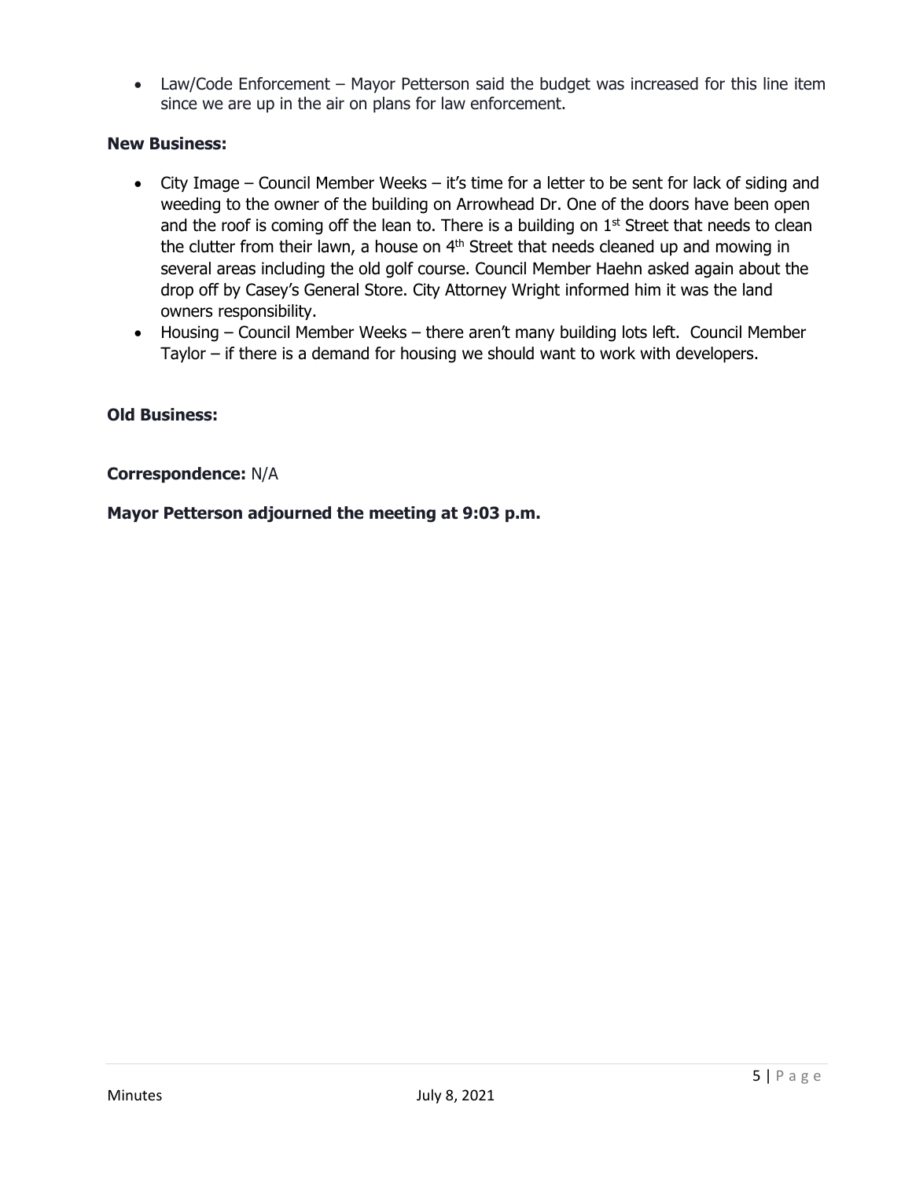- Law/Code Enforcement – Mayor Petterson said the budget was increased for this line item since we are up in the air on plans for law enforcement.

**New Business:**

- City Image – Council Member Weeks – it's time for a letter to be sent for lack of siding and weeding to the owner of the building on Arrowhead Dr. One of the doors have been open and the roof is coming off the lean to. There is a building on 1st Street that needs to clean the clutter from their lawn, a house on 4th Street that needs cleaned up and mowing in several areas including the old golf course. Council Member Haehn asked again about the drop off by Casey's General Store. City Attorney Wright informed him it was the land owners responsibility.
- Housing – Council Member Weeks – there aren't many building lots left. Council Member Taylor – if there is a demand for housing we should want to work with developers.

**Old Business:**

**Correspondence:** N/A

**Mayor Petterson adjourned the meeting at 9:03 p.m.**